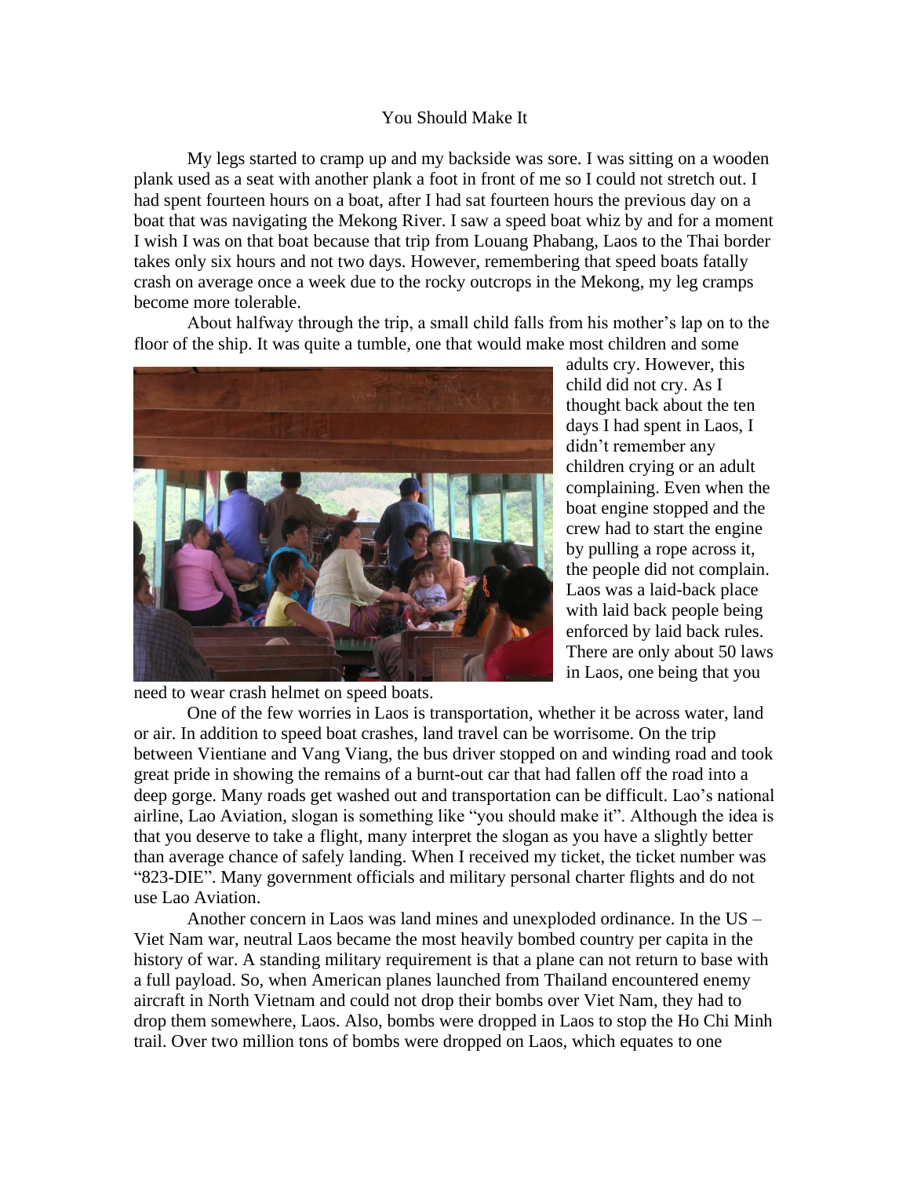# You Should Make It

My legs started to cramp up and my backside was sore. I was sitting on a wooden plank used as a seat with another plank a foot in front of me so I could not stretch out. I had spent fourteen hours on a boat, after I had sat fourteen hours the previous day on a boat that was navigating the Mekong River. I saw a speed boat whiz by and for a moment I wish I was on that boat because that trip from Louang Phabang, Laos to the Thai border takes only six hours and not two days. However, remembering that speed boats fatally crash on average once a week due to the rocky outcrops in the Mekong, my leg cramps become more tolerable.

About halfway through the trip, a small child falls from his mother's lap on to the floor of the ship. It was quite a tumble, one that would make most children and some adults cry. However, this child did not cry. As I thought back about the ten days I had spent in Laos, I didn't remember any children crying or an adult complaining. Even when the boat engine stopped and the crew had to start the engine by pulling a rope across it, the people did not complain. Laos was a laid-back place with laid back people being enforced by laid back rules. There are only about 50 laws in Laos, one being that you need to wear crash helmet on speed boats.

One of the few worries in Laos is transportation, whether it be across water, land or air. In addition to speed boat crashes, land travel can be worrisome. On the trip between Vientiane and Vang Viang, the bus driver stopped on and winding road and took great pride in showing the remains of a burnt-out car that had fallen off the road into a deep gorge. Many roads get washed out and transportation can be difficult. Lao's national airline, Lao Aviation, slogan is something like "you should make it". Although the idea is that you deserve to take a flight, many interpret the slogan as you have a slightly better than average chance of safely landing. When I received my ticket, the ticket number was "823-DIE". Many government officials and military personal charter flights and do not use Lao Aviation.

Another concern in Laos was land mines and unexploded ordinance. In the US – Viet Nam war, neutral Laos became the most heavily bombed country per capita in the history of war. A standing military requirement is that a plane can not return to base with a full payload. So, when American planes launched from Thailand encountered enemy aircraft in North Vietnam and could not drop their bombs over Viet Nam, they had to drop them somewhere, Laos. Also, bombs were dropped in Laos to stop the Ho Chi Minh trail. Over two million tons of bombs were dropped on Laos, which equates to one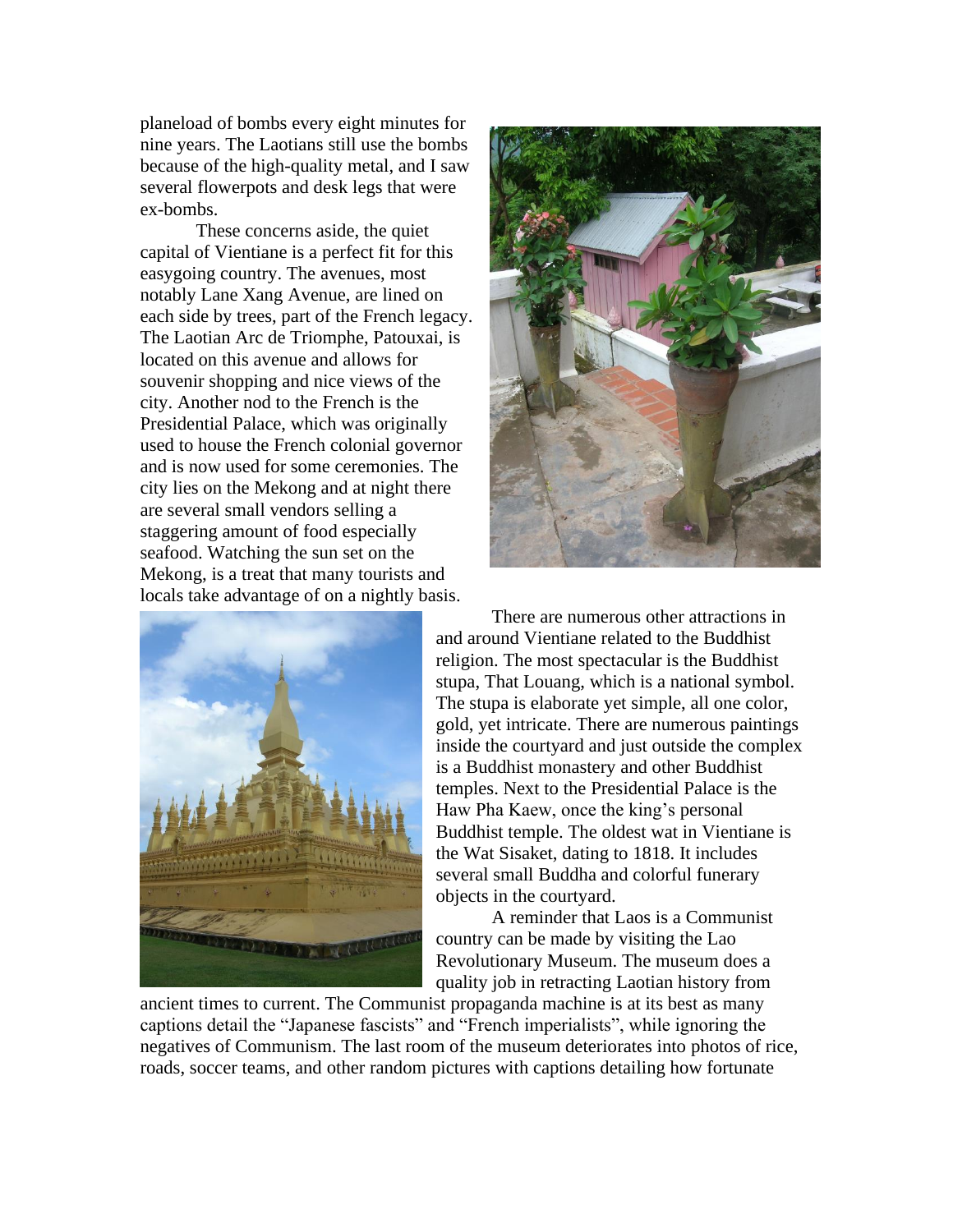planeload of bombs every eight minutes for nine years. The Laotians still use the bombs because of the high-quality metal, and I saw several flowerpots and desk legs that were ex-bombs.

These concerns aside, the quiet capital of Vientiane is a perfect fit for this easygoing country. The avenues, most notably Lane Xang Avenue, are lined on each side by trees, part of the French legacy. The Laotian Arc de Triomphe, Patouxai, is located on this avenue and allows for souvenir shopping and nice views of the city. Another nod to the French is the Presidential Palace, which was originally used to house the French colonial governor and is now used for some ceremonies. The city lies on the Mekong and at night there are several small vendors selling a staggering amount of food especially seafood. Watching the sun set on the Mekong, is a treat that many tourists and locals take advantage of on a nightly basis.

There are numerous other attractions in and around Vientiane related to the Buddhist religion. The most spectacular is the Buddhist stupa, That Louang, which is a national symbol. The stupa is elaborate yet simple, all one color, gold, yet intricate. There are numerous paintings inside the courtyard and just outside the complex is a Buddhist monastery and other Buddhist temples. Next to the Presidential Palace is the Haw Pha Kaew, once the king's personal Buddhist temple. The oldest wat in Vientiane is the Wat Sisaket, dating to 1818. It includes several small Buddha and colorful funerary objects in the courtyard.

A reminder that Laos is a Communist country can be made by visiting the Lao Revolutionary Museum. The museum does a quality job in retracting Laotian history from ancient times to current. The Communist propaganda machine is at its best as many captions detail the "Japanese fascists" and "French imperialists", while ignoring the negatives of Communism. The last room of the museum deteriorates into photos of rice, roads, soccer teams, and other random pictures with captions detailing how fortunate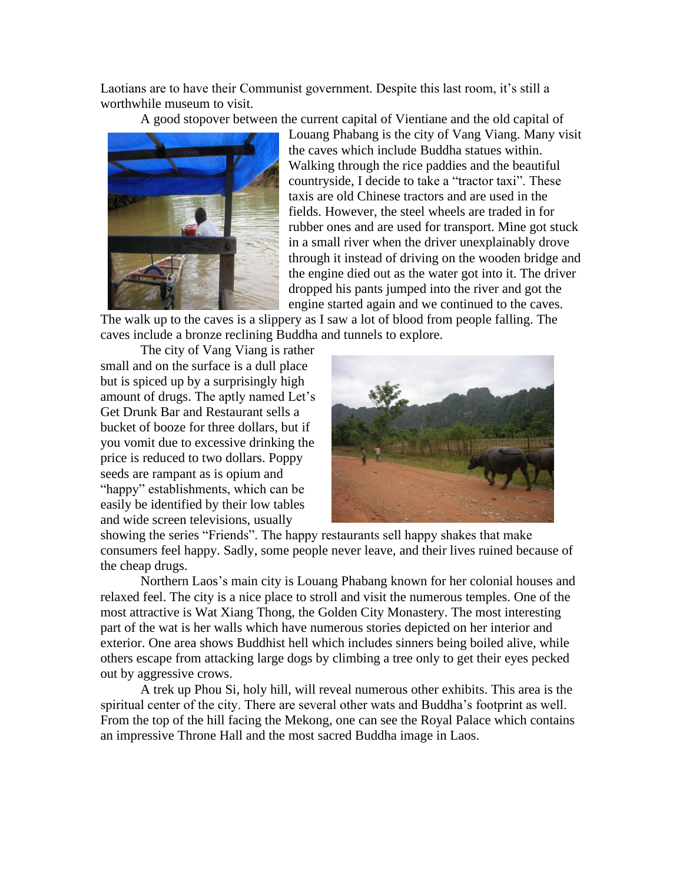Laotians are to have their Communist government. Despite this last room, it's still a worthwhile museum to visit.

A good stopover between the current capital of Vientiane and the old capital of Louang Phabang is the city of Vang Viang. Many visit the caves which include Buddha statues within. Walking through the rice paddies and the beautiful countryside, I decide to take a "tractor taxi". These taxis are old Chinese tractors and are used in the fields. However, the steel wheels are traded in for rubber ones and are used for transport. Mine got stuck in a small river when the driver unexplainably drove through it instead of driving on the wooden bridge and the engine died out as the water got into it. The driver dropped his pants jumped into the river and got the engine started again and we continued to the caves. The walk up to the caves is a slippery as I saw a lot of blood from people falling. The caves include a bronze reclining Buddha and tunnels to explore.

The city of Vang Viang is rather small and on the surface is a dull place but is spiced up by a surprisingly high amount of drugs. The aptly named Let's Get Drunk Bar and Restaurant sells a bucket of booze for three dollars, but if you vomit due to excessive drinking the price is reduced to two dollars. Poppy seeds are rampant as is opium and "happy" establishments, which can be easily be identified by their low tables and wide screen televisions, usually showing the series "Friends". The happy restaurants sell happy shakes that make consumers feel happy. Sadly, some people never leave, and their lives ruined because of the cheap drugs.

Northern Laos's main city is Louang Phabang known for her colonial houses and relaxed feel. The city is a nice place to stroll and visit the numerous temples. One of the most attractive is Wat Xiang Thong, the Golden City Monastery. The most interesting part of the wat is her walls which have numerous stories depicted on her interior and exterior. One area shows Buddhist hell which includes sinners being boiled alive, while others escape from attacking large dogs by climbing a tree only to get their eyes pecked out by aggressive crows.

A trek up Phou Si, holy hill, will reveal numerous other exhibits. This area is the spiritual center of the city. There are several other wats and Buddha's footprint as well. From the top of the hill facing the Mekong, one can see the Royal Palace which contains an impressive Throne Hall and the most sacred Buddha image in Laos.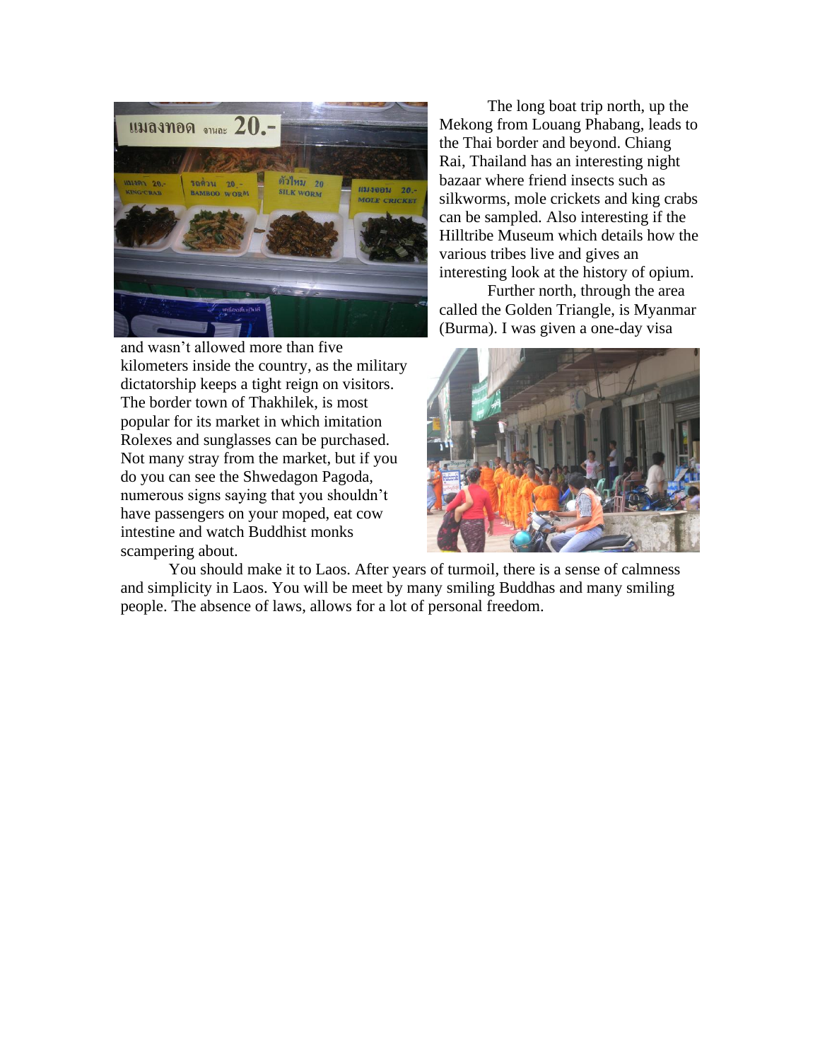The long boat trip north, up the Mekong from Louang Phabang, leads to the Thai border and beyond. Chiang Rai, Thailand has an interesting night bazaar where friend insects such as silkworms, mole crickets and king crabs can be sampled. Also interesting if the Hilltribe Museum which details how the various tribes live and gives an interesting look at the history of opium.

Further north, through the area called the Golden Triangle, is Myanmar (Burma). I was given a one-day visa and wasn't allowed more than five kilometers inside the country, as the military dictatorship keeps a tight reign on visitors. The border town of Thakhilek, is most popular for its market in which imitation Rolexes and sunglasses can be purchased. Not many stray from the market, but if you do you can see the Shwedagon Pagoda, numerous signs saying that you shouldn't have passengers on your moped, eat cow intestine and watch Buddhist monks scampering about.

You should make it to Laos. After years of turmoil, there is a sense of calmness and simplicity in Laos. You will be meet by many smiling Buddhas and many smiling people. The absence of laws, allows for a lot of personal freedom.